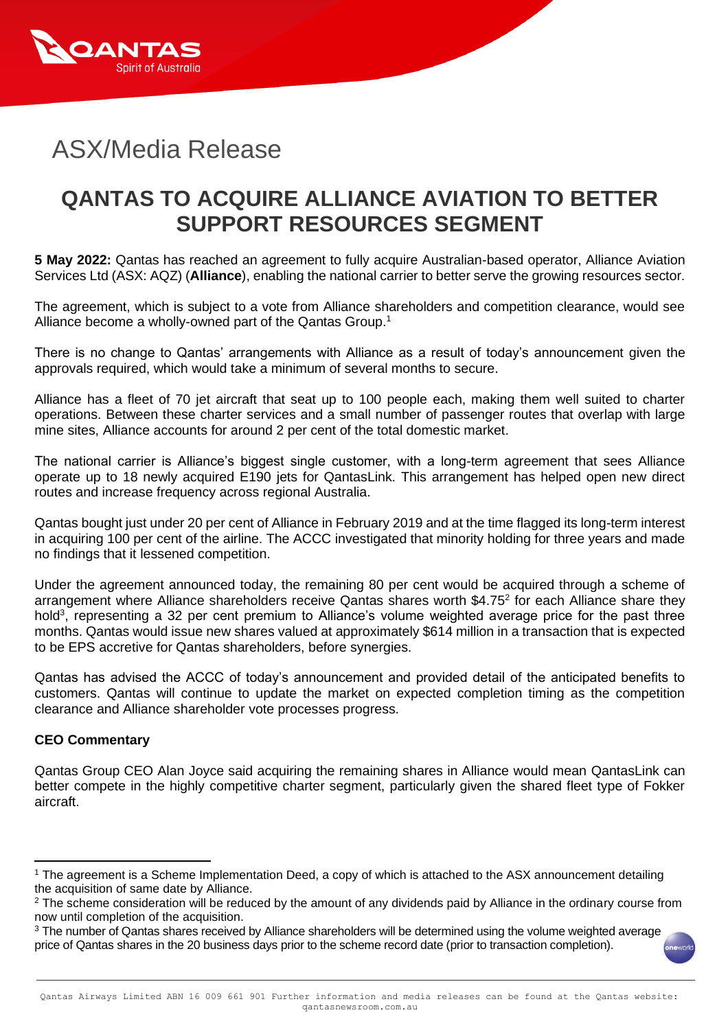ASX/Media Release

# QANTAS TO ACQUIRE ALLIANCE AVIATION TO BETTER SUPPORT RESOURCES SEGMENT

**5 May 2022:** Qantas has reached an agreement to fully acquire Australian-based operator, Alliance Aviation Services Ltd (ASX: AQZ) (**Alliance**), enabling the national carrier to better serve the growing resources sector.

The agreement, which is subject to a vote from Alliance shareholders and competition clearance, would see Alliance become a wholly-owned part of the Qantas Group.[1]

There is no change to Qantas' arrangements with Alliance as a result of today's announcement given the approvals required, which would take a minimum of several months to secure.

Alliance has a fleet of 70 jet aircraft that seat up to 100 people each, making them well suited to charter operations. Between these charter services and a small number of passenger routes that overlap with large mine sites, Alliance accounts for around 2 per cent of the total domestic market.

The national carrier is Alliance's biggest single customer, with a long-term agreement that sees Alliance operate up to 18 newly acquired E190 jets for QantasLink. This arrangement has helped open new direct routes and increase frequency across regional Australia.

Qantas bought just under 20 per cent of Alliance in February 2019 and at the time flagged its long-term interest in acquiring 100 per cent of the airline. The ACCC investigated that minority holding for three years and made no findings that it lessened competition.

Under the agreement announced today, the remaining 80 per cent would be acquired through a scheme of arrangement where Alliance shareholders receive Qantas shares worth $4.75[2] for each Alliance share they hold[3], representing a 32 per cent premium to Alliance's volume weighted average price for the past three months. Qantas would issue new shares valued at approximately $614 million in a transaction that is expected to be EPS accretive for Qantas shareholders, before synergies.

Qantas has advised the ACCC of today's announcement and provided detail of the anticipated benefits to customers. Qantas will continue to update the market on expected completion timing as the competition clearance and Alliance shareholder vote processes progress.

**CEO Commentary**

Qantas Group CEO Alan Joyce said acquiring the remaining shares in Alliance would mean QantasLink can better compete in the highly competitive charter segment, particularly given the shared fleet type of Fokker aircraft.

---

[1] The agreement is a Scheme Implementation Deed, a copy of which is attached to the ASX announcement detailing the acquisition of same date by Alliance.

[2] The scheme consideration will be reduced by the amount of any dividends paid by Alliance in the ordinary course from now until completion of the acquisition.

[3] The number of Qantas shares received by Alliance shareholders will be determined using the volume weighted average price of Qantas shares in the 20 business days prior to the scheme record date (prior to transaction completion).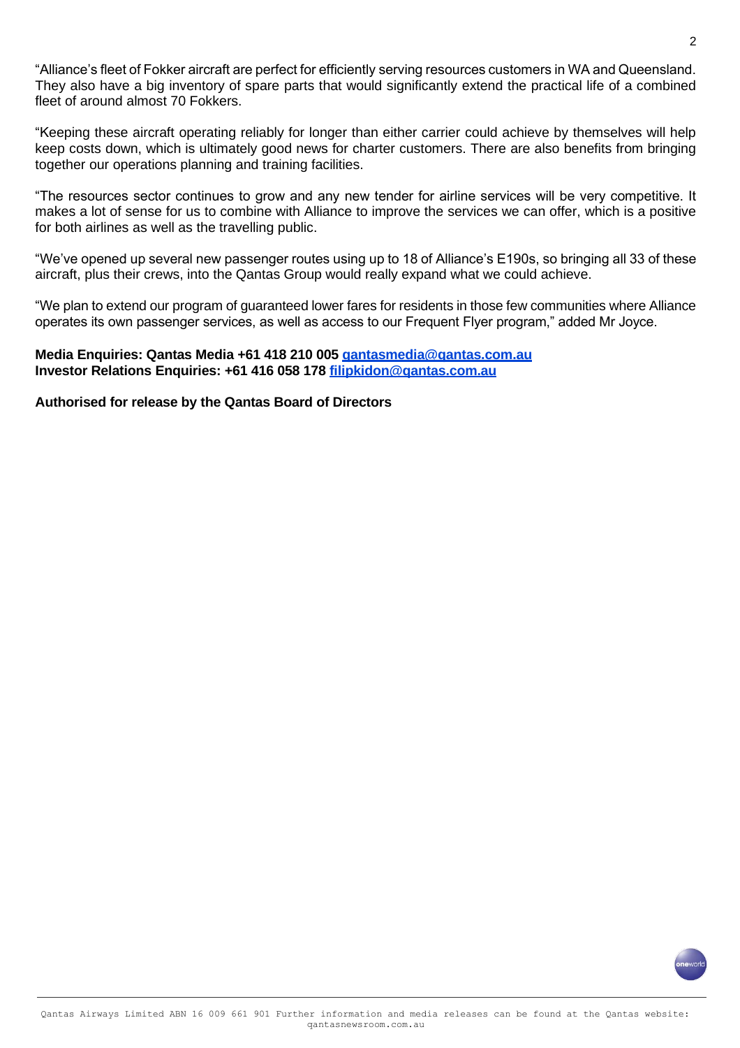"Alliance's fleet of Fokker aircraft are perfect for efficiently serving resources customers in WA and Queensland. They also have a big inventory of spare parts that would significantly extend the practical life of a combined fleet of around almost 70 Fokkers.

"Keeping these aircraft operating reliably for longer than either carrier could achieve by themselves will help keep costs down, which is ultimately good news for charter customers. There are also benefits from bringing together our operations planning and training facilities.

"The resources sector continues to grow and any new tender for airline services will be very competitive. It makes a lot of sense for us to combine with Alliance to improve the services we can offer, which is a positive for both airlines as well as the travelling public.

"We've opened up several new passenger routes using up to 18 of Alliance's E190s, so bringing all 33 of these aircraft, plus their crews, into the Qantas Group would really expand what we could achieve.

"We plan to extend our program of guaranteed lower fares for residents in those few communities where Alliance operates its own passenger services, as well as access to our Frequent Flyer program," added Mr Joyce.

**Media Enquiries: Qantas Media +61 418 210 005 qantasmedia@qantas.com.au**
**Investor Relations Enquiries: +61 416 058 178 filipkidon@qantas.com.au**

**Authorised for release by the Qantas Board of Directors**